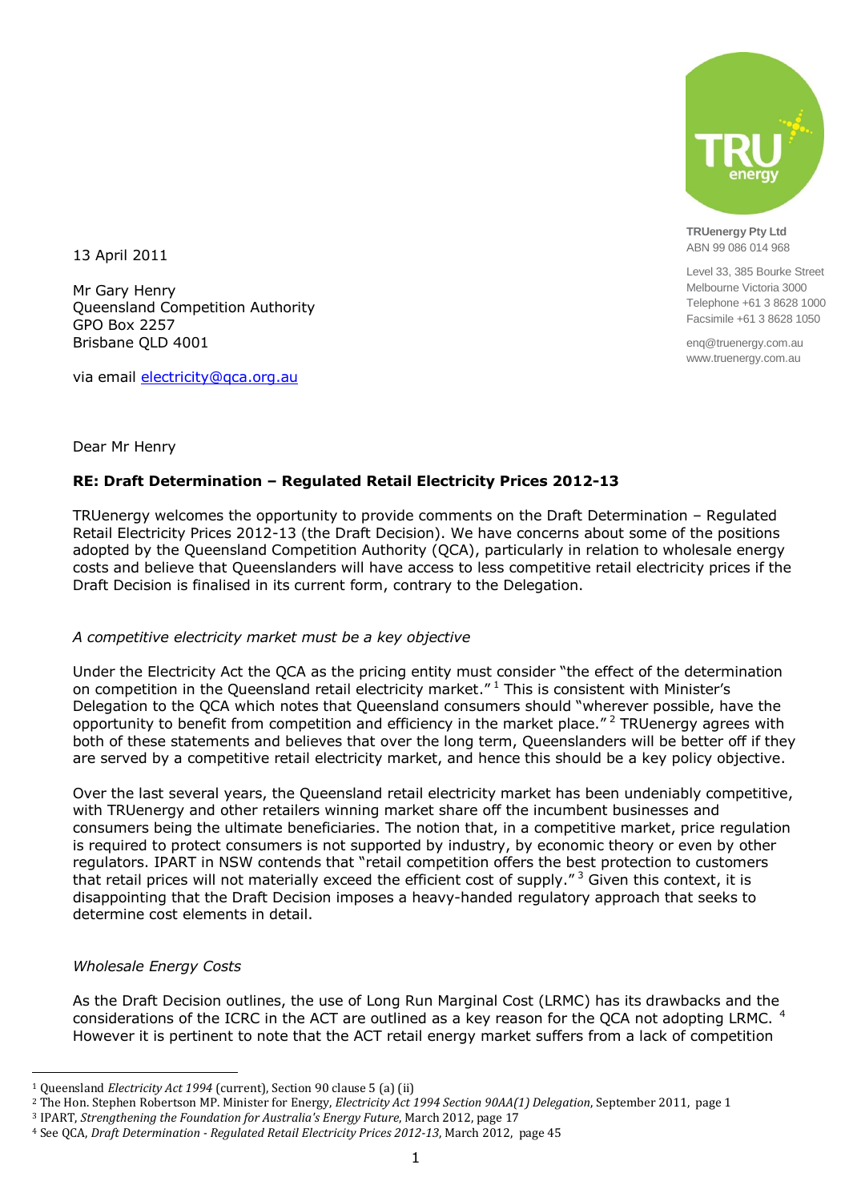TRUenergy Pty Ltd
ABN 99 086 014 968

Level 33, 385 Bourke Street
Melbourne Victoria 3000
Telephone +61 3 8628 1000
Facsimile +61 3 8628 1050

enq@truenergy.com.au
www.truenergy.com.au

13 April 2011

Mr Gary Henry
Queensland Competition Authority
GPO Box 2257
Brisbane QLD 4001

via email electricity@qca.org.au

Dear Mr Henry

**RE: Draft Determination – Regulated Retail Electricity Prices 2012-13**

TRUenergy welcomes the opportunity to provide comments on the Draft Determination – Regulated Retail Electricity Prices 2012-13 (the Draft Decision). We have concerns about some of the positions adopted by the Queensland Competition Authority (QCA), particularly in relation to wholesale energy costs and believe that Queenslanders will have access to less competitive retail electricity prices if the Draft Decision is finalised in its current form, contrary to the Delegation.

*A competitive electricity market must be a key objective*

Under the Electricity Act the QCA as the pricing entity must consider "the effect of the determination on competition in the Queensland retail electricity market."[1] This is consistent with Minister's Delegation to the QCA which notes that Queensland consumers should "wherever possible, have the opportunity to benefit from competition and efficiency in the market place."[2] TRUenergy agrees with both of these statements and believes that over the long term, Queenslanders will be better off if they are served by a competitive retail electricity market, and hence this should be a key policy objective.

Over the last several years, the Queensland retail electricity market has been undeniably competitive, with TRUenergy and other retailers winning market share off the incumbent businesses and consumers being the ultimate beneficiaries. The notion that, in a competitive market, price regulation is required to protect consumers is not supported by industry, by economic theory or even by other regulators. IPART in NSW contends that "retail competition offers the best protection to customers that retail prices will not materially exceed the efficient cost of supply."[3] Given this context, it is disappointing that the Draft Decision imposes a heavy-handed regulatory approach that seeks to determine cost elements in detail.

*Wholesale Energy Costs*

As the Draft Decision outlines, the use of Long Run Marginal Cost (LRMC) has its drawbacks and the considerations of the ICRC in the ACT are outlined as a key reason for the QCA not adopting LRMC.[4] However it is pertinent to note that the ACT retail energy market suffers from a lack of competition

---

[1] Queensland *Electricity Act 1994* (current), Section 90 clause 5 (a) (ii)

[2] The Hon. Stephen Robertson MP. Minister for Energy, *Electricity Act 1994 Section 90AA(1) Delegation*, September 2011, page 1

[3] IPART, *Strengthening the Foundation for Australia's Energy Future*, March 2012, page 17

[4] See QCA, *Draft Determination - Regulated Retail Electricity Prices 2012-13*, March 2012, page 45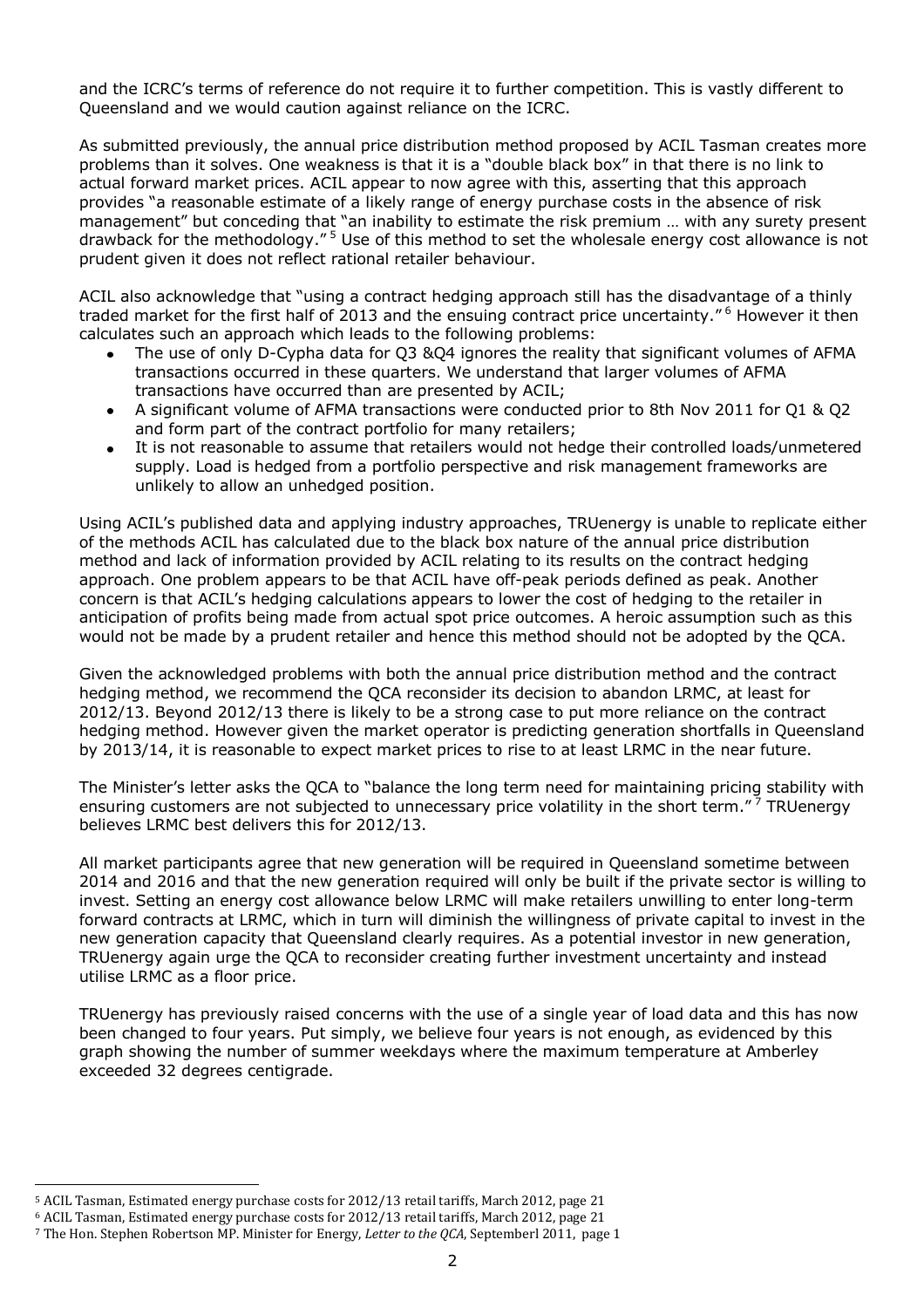and the ICRC's terms of reference do not require it to further competition. This is vastly different to Queensland and we would caution against reliance on the ICRC.

As submitted previously, the annual price distribution method proposed by ACIL Tasman creates more problems than it solves. One weakness is that it is a "double black box" in that there is no link to actual forward market prices. ACIL appear to now agree with this, asserting that this approach provides "a reasonable estimate of a likely range of energy purchase costs in the absence of risk management" but conceding that "an inability to estimate the risk premium … with any surety present drawback for the methodology."[5] Use of this method to set the wholesale energy cost allowance is not prudent given it does not reflect rational retailer behaviour.

ACIL also acknowledge that "using a contract hedging approach still has the disadvantage of a thinly traded market for the first half of 2013 and the ensuing contract price uncertainty."[6] However it then calculates such an approach which leads to the following problems:

- The use of only D-Cypha data for Q3 &Q4 ignores the reality that significant volumes of AFMA transactions occurred in these quarters. We understand that larger volumes of AFMA transactions have occurred than are presented by ACIL;
- A significant volume of AFMA transactions were conducted prior to 8th Nov 2011 for Q1 & Q2 and form part of the contract portfolio for many retailers;
- It is not reasonable to assume that retailers would not hedge their controlled loads/unmetered supply. Load is hedged from a portfolio perspective and risk management frameworks are unlikely to allow an unhedged position.

Using ACIL's published data and applying industry approaches, TRUenergy is unable to replicate either of the methods ACIL has calculated due to the black box nature of the annual price distribution method and lack of information provided by ACIL relating to its results on the contract hedging approach. One problem appears to be that ACIL have off-peak periods defined as peak. Another concern is that ACIL's hedging calculations appears to lower the cost of hedging to the retailer in anticipation of profits being made from actual spot price outcomes. A heroic assumption such as this would not be made by a prudent retailer and hence this method should not be adopted by the QCA.

Given the acknowledged problems with both the annual price distribution method and the contract hedging method, we recommend the QCA reconsider its decision to abandon LRMC, at least for 2012/13. Beyond 2012/13 there is likely to be a strong case to put more reliance on the contract hedging method. However given the market operator is predicting generation shortfalls in Queensland by 2013/14, it is reasonable to expect market prices to rise to at least LRMC in the near future.

The Minister's letter asks the QCA to "balance the long term need for maintaining pricing stability with ensuring customers are not subjected to unnecessary price volatility in the short term."[7] TRUenergy believes LRMC best delivers this for 2012/13.

All market participants agree that new generation will be required in Queensland sometime between 2014 and 2016 and that the new generation required will only be built if the private sector is willing to invest. Setting an energy cost allowance below LRMC will make retailers unwilling to enter long-term forward contracts at LRMC, which in turn will diminish the willingness of private capital to invest in the new generation capacity that Queensland clearly requires. As a potential investor in new generation, TRUenergy again urge the QCA to reconsider creating further investment uncertainty and instead utilise LRMC as a floor price.

TRUenergy has previously raised concerns with the use of a single year of load data and this has now been changed to four years. Put simply, we believe four years is not enough, as evidenced by this graph showing the number of summer weekdays where the maximum temperature at Amberley exceeded 32 degrees centigrade.

---

[5] ACIL Tasman, Estimated energy purchase costs for 2012/13 retail tariffs, March 2012, page 21

[6] ACIL Tasman, Estimated energy purchase costs for 2012/13 retail tariffs, March 2012, page 21

[7] The Hon. Stephen Robertson MP. Minister for Energy, *Letter to the QCA*, Septemberl 2011, page 1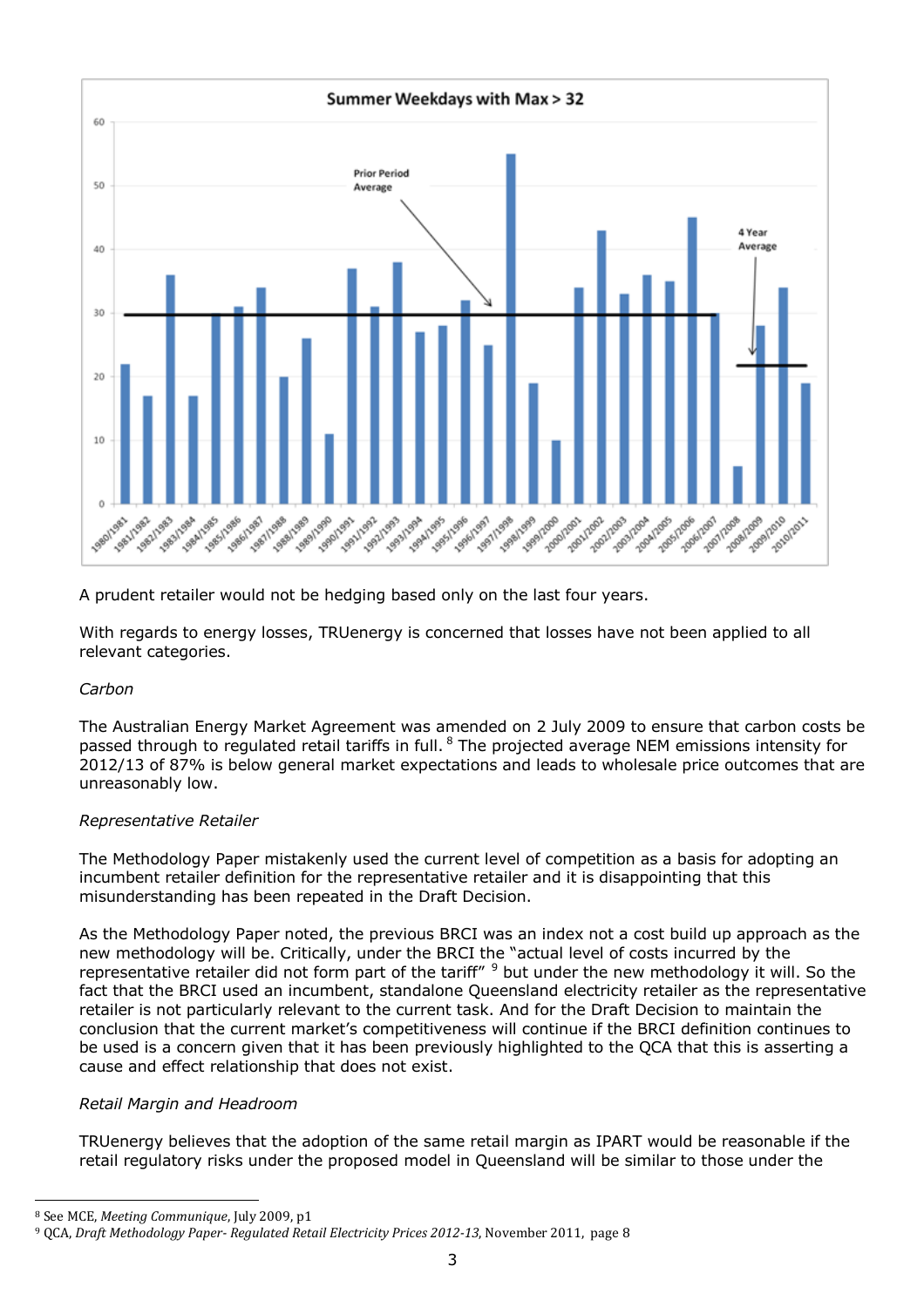A prudent retailer would not be hedging based only on the last four years.

With regards to energy losses, TRUenergy is concerned that losses have not been applied to all relevant categories.

*Carbon*

The Australian Energy Market Agreement was amended on 2 July 2009 to ensure that carbon costs be passed through to regulated retail tariffs in full. [8] The projected average NEM emissions intensity for 2012/13 of 87% is below general market expectations and leads to wholesale price outcomes that are unreasonably low.

*Representative Retailer*

The Methodology Paper mistakenly used the current level of competition as a basis for adopting an incumbent retailer definition for the representative retailer and it is disappointing that this misunderstanding has been repeated in the Draft Decision.

As the Methodology Paper noted, the previous BRCI was an index not a cost build up approach as the new methodology will be. Critically, under the BRCI the "actual level of costs incurred by the representative retailer did not form part of the tariff" [9] but under the new methodology it will. So the fact that the BRCI used an incumbent, standalone Queensland electricity retailer as the representative retailer is not particularly relevant to the current task. And for the Draft Decision to maintain the conclusion that the current market's competitiveness will continue if the BRCI definition continues to be used is a concern given that it has been previously highlighted to the QCA that this is asserting a cause and effect relationship that does not exist.

*Retail Margin and Headroom*

TRUenergy believes that the adoption of the same retail margin as IPART would be reasonable if the retail regulatory risks under the proposed model in Queensland will be similar to those under the

[8] See MCE, *Meeting Communique*, July 2009, p1

[9] QCA, *Draft Methodology Paper- Regulated Retail Electricity Prices 2012-13*, November 2011, page 8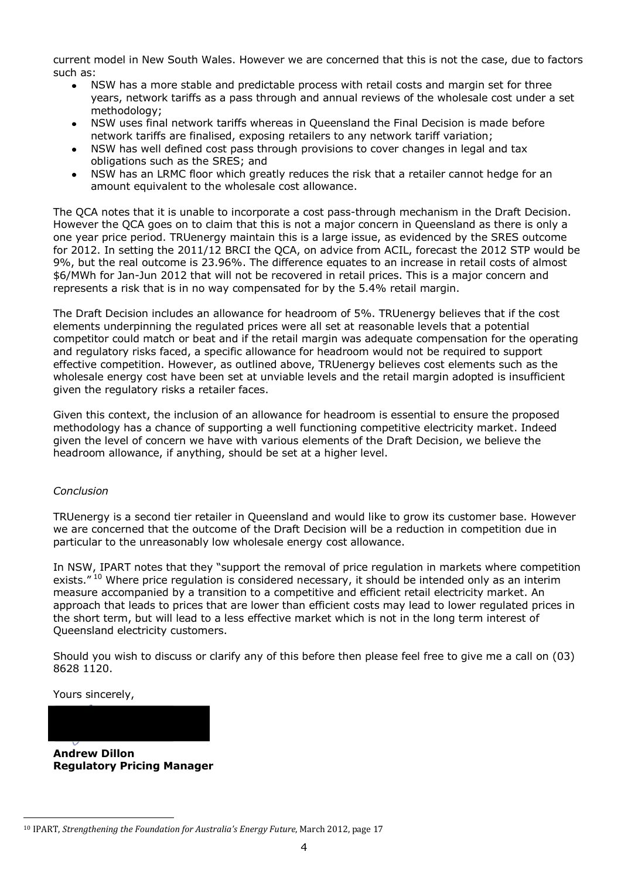current model in New South Wales. However we are concerned that this is not the case, due to factors such as:

- NSW has a more stable and predictable process with retail costs and margin set for three years, network tariffs as a pass through and annual reviews of the wholesale cost under a set methodology;
- NSW uses final network tariffs whereas in Queensland the Final Decision is made before network tariffs are finalised, exposing retailers to any network tariff variation;
- NSW has well defined cost pass through provisions to cover changes in legal and tax obligations such as the SRES; and
- NSW has an LRMC floor which greatly reduces the risk that a retailer cannot hedge for an amount equivalent to the wholesale cost allowance.

The QCA notes that it is unable to incorporate a cost pass-through mechanism in the Draft Decision. However the QCA goes on to claim that this is not a major concern in Queensland as there is only a one year price period. TRUenergy maintain this is a large issue, as evidenced by the SRES outcome for 2012. In setting the 2011/12 BRCI the QCA, on advice from ACIL, forecast the 2012 STP would be 9%, but the real outcome is 23.96%. The difference equates to an increase in retail costs of almost $6/MWh for Jan-Jun 2012 that will not be recovered in retail prices. This is a major concern and represents a risk that is in no way compensated for by the 5.4% retail margin.

The Draft Decision includes an allowance for headroom of 5%. TRUenergy believes that if the cost elements underpinning the regulated prices were all set at reasonable levels that a potential competitor could match or beat and if the retail margin was adequate compensation for the operating and regulatory risks faced, a specific allowance for headroom would not be required to support effective competition. However, as outlined above, TRUenergy believes cost elements such as the wholesale energy cost have been set at unviable levels and the retail margin adopted is insufficient given the regulatory risks a retailer faces.

Given this context, the inclusion of an allowance for headroom is essential to ensure the proposed methodology has a chance of supporting a well functioning competitive electricity market. Indeed given the level of concern we have with various elements of the Draft Decision, we believe the headroom allowance, if anything, should be set at a higher level.

*Conclusion*

TRUenergy is a second tier retailer in Queensland and would like to grow its customer base. However we are concerned that the outcome of the Draft Decision will be a reduction in competition due in particular to the unreasonably low wholesale energy cost allowance.

In NSW, IPART notes that they "support the removal of price regulation in markets where competition exists."[10] Where price regulation is considered necessary, it should be intended only as an interim measure accompanied by a transition to a competitive and efficient retail electricity market. An approach that leads to prices that are lower than efficient costs may lead to lower regulated prices in the short term, but will lead to a less effective market which is not in the long term interest of Queensland electricity customers.

Should you wish to discuss or clarify any of this before then please feel free to give me a call on (03) 8628 1120.

Yours sincerely,

**Andrew Dillon**
**Regulatory Pricing Manager**

[10] IPART, *Strengthening the Foundation for Australia's Energy Future,* March 2012, page 17